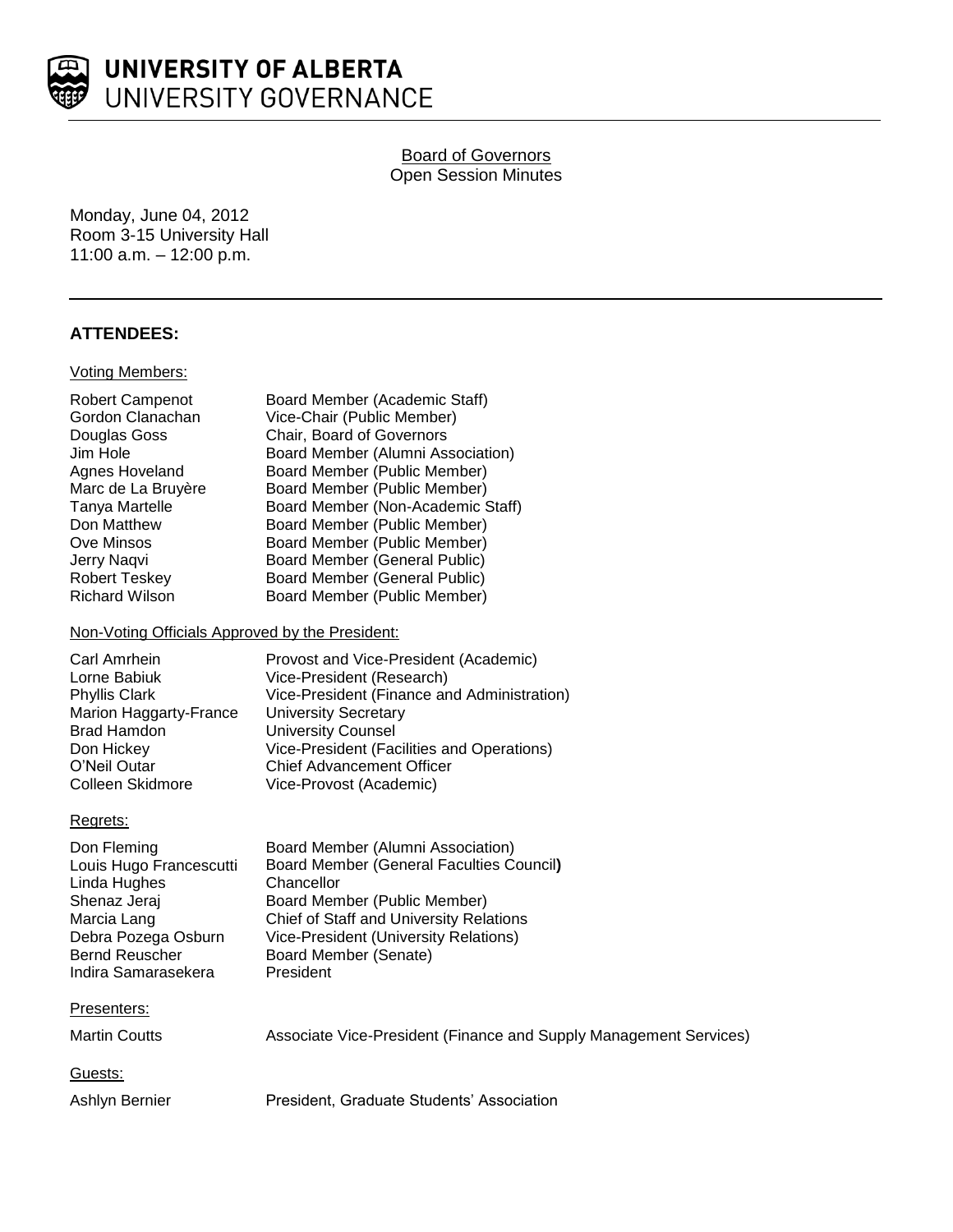# UNIVERSITY OF ALBERTA
UNIVERSITY GOVERNANCE

Board of Governors
Open Session Minutes

Monday, June 04, 2012
Room 3-15 University Hall
11:00 a.m. – 12:00 p.m.

---

## ATTENDEES:

Voting Members:

| | |
|---|---|
| Robert Campenot | Board Member (Academic Staff) |
| Gordon Clanachan | Vice-Chair (Public Member) |
| Douglas Goss | Chair, Board of Governors |
| Jim Hole | Board Member (Alumni Association) |
| Agnes Hoveland | Board Member (Public Member) |
| Marc de La Bruyère | Board Member (Public Member) |
| Tanya Martelle | Board Member (Non-Academic Staff) |
| Don Matthew | Board Member (Public Member) |
| Ove Minsos | Board Member (Public Member) |
| Jerry Naqvi | Board Member (General Public) |
| Robert Teskey | Board Member (General Public) |
| Richard Wilson | Board Member (Public Member) |

Non-Voting Officials Approved by the President:

| | |
|---|---|
| Carl Amrhein | Provost and Vice-President (Academic) |
| Lorne Babiuk | Vice-President (Research) |
| Phyllis Clark | Vice-President (Finance and Administration) |
| Marion Haggarty-France | University Secretary |
| Brad Hamdon | University Counsel |
| Don Hickey | Vice-President (Facilities and Operations) |
| O'Neil Outar | Chief Advancement Officer |
| Colleen Skidmore | Vice-Provost (Academic) |

Regrets:

| | |
|---|---|
| Don Fleming | Board Member (Alumni Association) |
| Louis Hugo Francescutti | Board Member (General Faculties Council) |
| Linda Hughes | Chancellor |
| Shenaz Jeraj | Board Member (Public Member) |
| Marcia Lang | Chief of Staff and University Relations |
| Debra Pozega Osburn | Vice-President (University Relations) |
| Bernd Reuscher | Board Member (Senate) |
| Indira Samarasekera | President |

Presenters:

| | |
|---|---|
| Martin Coutts | Associate Vice-President (Finance and Supply Management Services) |

Guests:

| | |
|---|---|
| Ashlyn Bernier | President, Graduate Students' Association |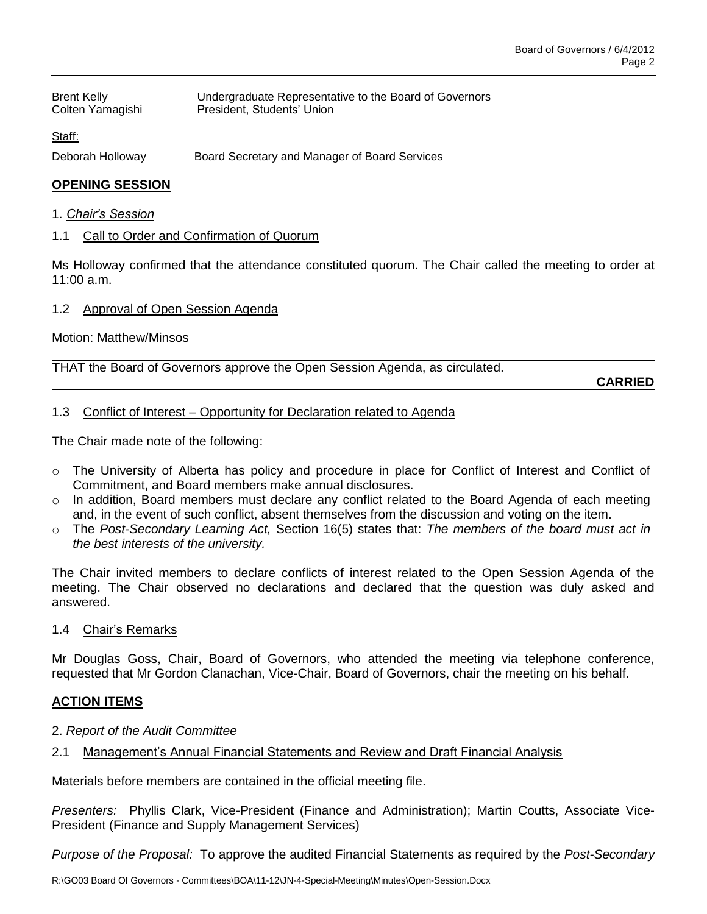| | |
|---|---|
| Brent Kelly | Undergraduate Representative to the Board of Governors |
| Colten Yamagishi | President, Students' Union |

Staff:

| | |
|---|---|
| Deborah Holloway | Board Secretary and Manager of Board Services |

## **OPENING SESSION**

1. *Chair's Session*

1.1 Call to Order and Confirmation of Quorum

Ms Holloway confirmed that the attendance constituted quorum. The Chair called the meeting to order at 11:00 a.m.

1.2 Approval of Open Session Agenda

Motion: Matthew/Minsos

THAT the Board of Governors approve the Open Session Agenda, as circulated.

**CARRIED**

1.3 Conflict of Interest – Opportunity for Declaration related to Agenda

The Chair made note of the following:

- The University of Alberta has policy and procedure in place for Conflict of Interest and Conflict of Commitment, and Board members make annual disclosures.
- In addition, Board members must declare any conflict related to the Board Agenda of each meeting and, in the event of such conflict, absent themselves from the discussion and voting on the item.
- The *Post-Secondary Learning Act,* Section 16(5) states that: *The members of the board must act in the best interests of the university.*

The Chair invited members to declare conflicts of interest related to the Open Session Agenda of the meeting. The Chair observed no declarations and declared that the question was duly asked and answered.

1.4 Chair's Remarks

Mr Douglas Goss, Chair, Board of Governors, who attended the meeting via telephone conference, requested that Mr Gordon Clanachan, Vice-Chair, Board of Governors, chair the meeting on his behalf.

## **ACTION ITEMS**

2. *Report of the Audit Committee*

2.1 Management's Annual Financial Statements and Review and Draft Financial Analysis

Materials before members are contained in the official meeting file.

*Presenters:* Phyllis Clark, Vice-President (Finance and Administration); Martin Coutts, Associate Vice-President (Finance and Supply Management Services)

*Purpose of the Proposal:* To approve the audited Financial Statements as required by the *Post-Secondary*

R:\GO03 Board Of Governors - Committees\BOA\11-12\JN-4-Special-Meeting\Minutes\Open-Session.Docx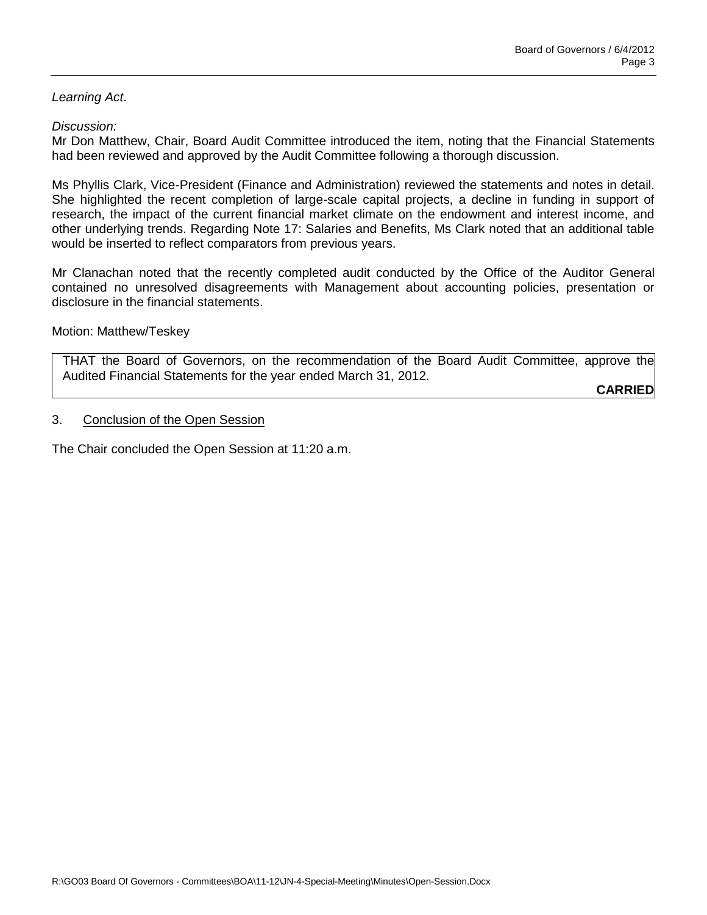*Learning Act*.

*Discussion:*
Mr Don Matthew, Chair, Board Audit Committee introduced the item, noting that the Financial Statements had been reviewed and approved by the Audit Committee following a thorough discussion.

Ms Phyllis Clark, Vice-President (Finance and Administration) reviewed the statements and notes in detail. She highlighted the recent completion of large-scale capital projects, a decline in funding in support of research, the impact of the current financial market climate on the endowment and interest income, and other underlying trends. Regarding Note 17: Salaries and Benefits, Ms Clark noted that an additional table would be inserted to reflect comparators from previous years.

Mr Clanachan noted that the recently completed audit conducted by the Office of the Auditor General contained no unresolved disagreements with Management about accounting policies, presentation or disclosure in the financial statements.

Motion: Matthew/Teskey

THAT the Board of Governors, on the recommendation of the Board Audit Committee, approve the Audited Financial Statements for the year ended March 31, 2012.

**CARRIED**

3. Conclusion of the Open Session

The Chair concluded the Open Session at 11:20 a.m.

R:\GO03 Board Of Governors - Committees\BOA\11-12\JN-4-Special-Meeting\Minutes\Open-Session.Docx